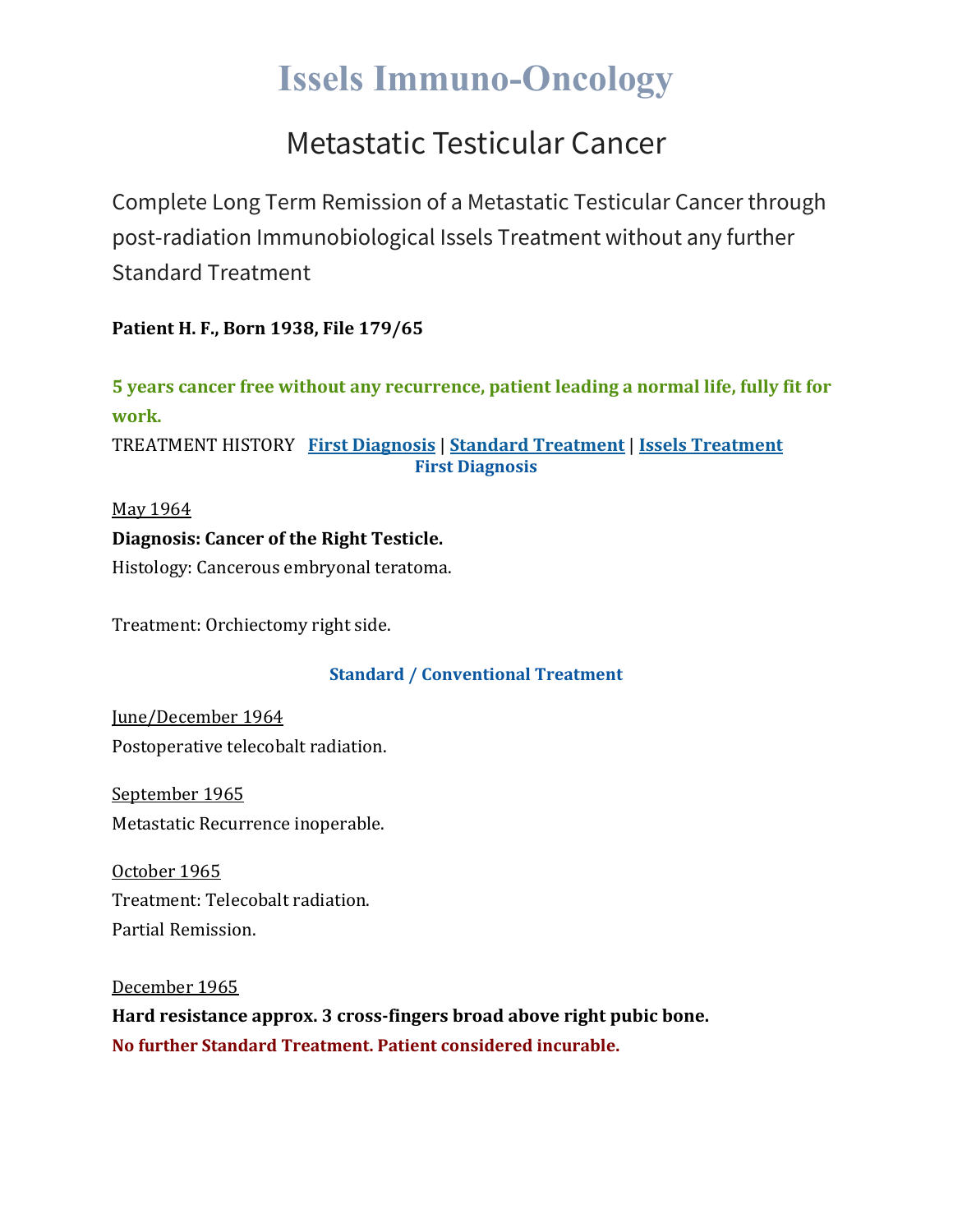# Issels Immuno-Oncology

## Metastatic Testicular Cancer

Complete Long Term Remission of a Metastatic Testicular Cancer through post-radiation Immunobiological Issels Treatment without any further Standard Treatment

**Patient H. F., Born 1938, File 179/65**

**5 years cancer free without any recurrence, patient leading a normal life, fully fit for work.**

TREATMENT HISTORY **First Diagnosis** | **Standard Treatment** | **Issels Treatment**

### First Diagnosis

May 1964

**Diagnosis: Cancer of the Right Testicle.**

Histology: Cancerous embryonal teratoma.

Treatment: Orchiectomy right side.

### Standard / Conventional Treatment

June/December 1964

Postoperative telecobalt radiation.

September 1965

Metastatic Recurrence inoperable.

October 1965

Treatment: Telecobalt radiation.

Partial Remission.

December 1965

**Hard resistance approx. 3 cross-fingers broad above right pubic bone.**

**No further Standard Treatment. Patient considered incurable.**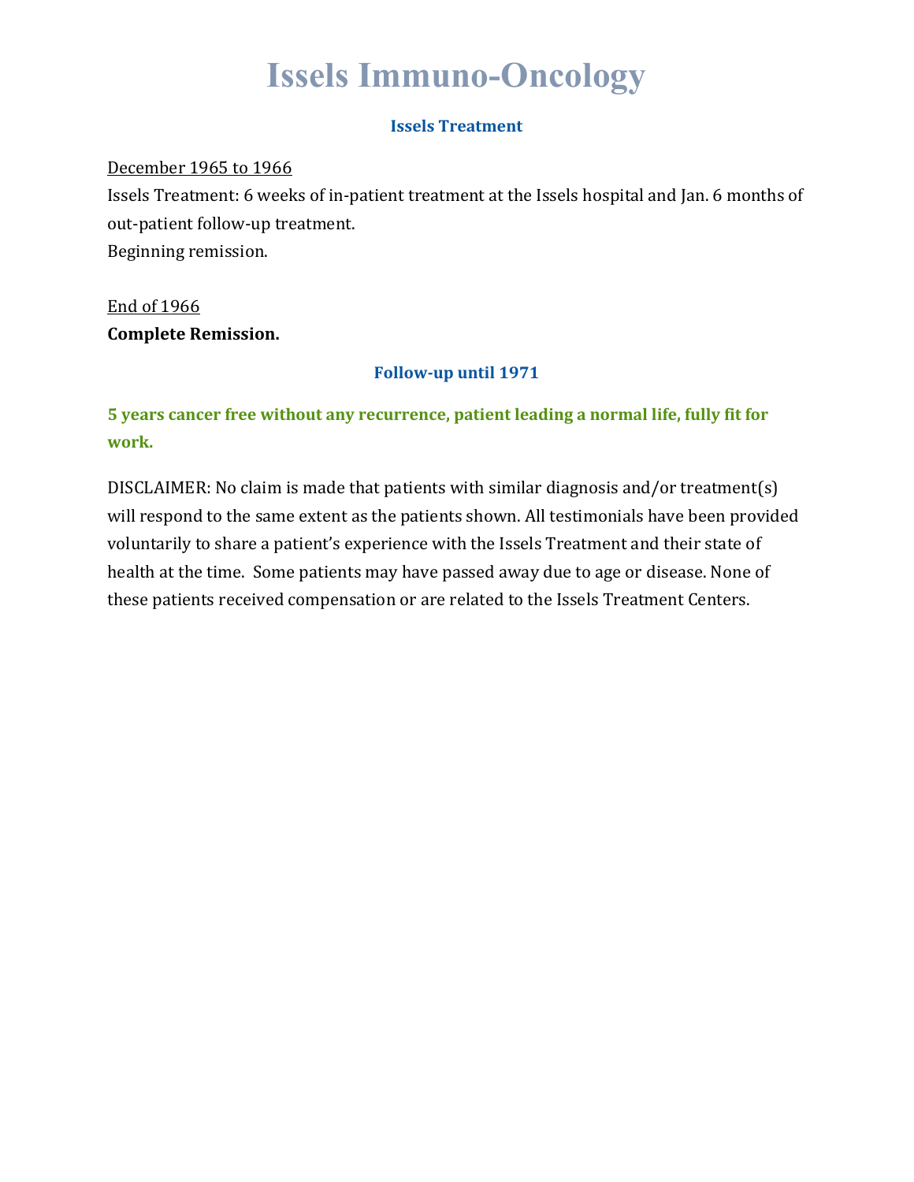# Issels Immuno-Oncology

### Issels Treatment

<u>December 1965 to 1966</u>
Issels Treatment: 6 weeks of in-patient treatment at the Issels hospital and Jan. 6 months of out-patient follow-up treatment.
Beginning remission.

<u>End of 1966</u>
**Complete Remission.**

### Follow-up until 1971

**5 years cancer free without any recurrence, patient leading a normal life, fully fit for work.**

DISCLAIMER: No claim is made that patients with similar diagnosis and/or treatment(s) will respond to the same extent as the patients shown. All testimonials have been provided voluntarily to share a patient's experience with the Issels Treatment and their state of health at the time.  Some patients may have passed away due to age or disease. None of these patients received compensation or are related to the Issels Treatment Centers.